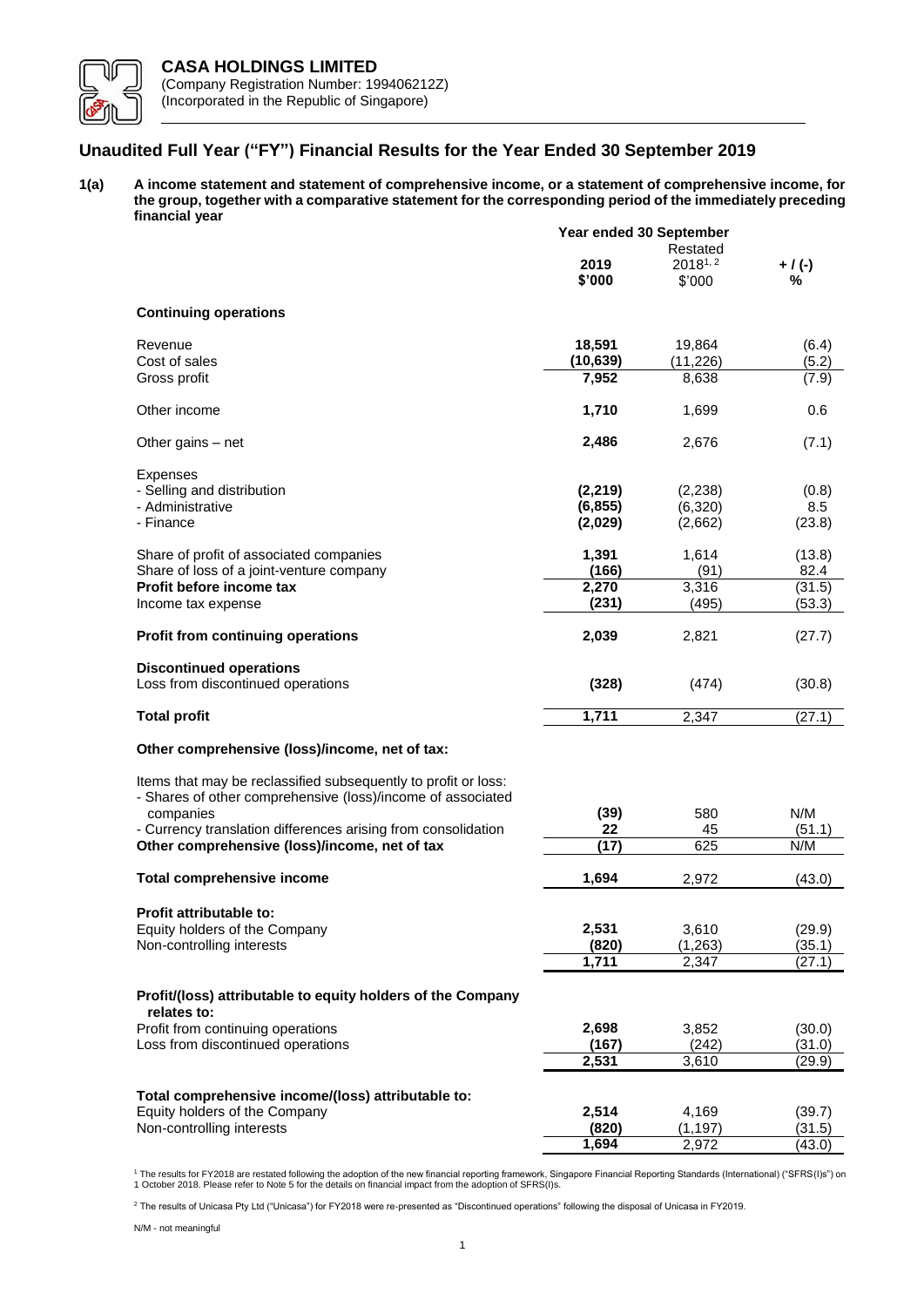**CASA HOLDINGS LIMITED**
(Company Registration Number: 199406212Z)
(Incorporated in the Republic of Singapore)

# Unaudited Full Year ("FY") Financial Results for the Year Ended 30 September 2019

**1(a) A income statement and statement of comprehensive income, or a statement of comprehensive income, for the group, together with a comparative statement for the corresponding period of the immediately preceding financial year**

| | Year ended 30 September | | |
|---|---|---|---|
| | **2019** | Restated 2018[1, 2] | **+ / (-)** |
| | **$'000** | $'000 | **%** |
| **Continuing operations** | | | |
| Revenue | **18,591** | 19,864 | (6.4) |
| Cost of sales | **(10,639)** | (11,226) | (5.2) |
| Gross profit | **7,952** | 8,638 | (7.9) |
| Other income | **1,710** | 1,699 | 0.6 |
| Other gains – net | **2,486** | 2,676 | (7.1) |
| Expenses | | | |
| - Selling and distribution | **(2,219)** | (2,238) | (0.8) |
| - Administrative | **(6,855)** | (6,320) | 8.5 |
| - Finance | **(2,029)** | (2,662) | (23.8) |
| Share of profit of associated companies | **1,391** | 1,614 | (13.8) |
| Share of loss of a joint-venture company | **(166)** | (91) | 82.4 |
| **Profit before income tax** | **2,270** | 3,316 | (31.5) |
| Income tax expense | **(231)** | (495) | (53.3) |
| **Profit from continuing operations** | **2,039** | 2,821 | (27.7) |
| **Discontinued operations** | | | |
| Loss from discontinued operations | **(328)** | (474) | (30.8) |
| **Total profit** | **1,711** | 2,347 | (27.1) |
| **Other comprehensive (loss)/income, net of tax:** | | | |
| Items that may be reclassified subsequently to profit or loss: | | | |
| - Shares of other comprehensive (loss)/income of associated companies | **(39)** | 580 | N/M |
| - Currency translation differences arising from consolidation | **22** | 45 | (51.1) |
| **Other comprehensive (loss)/income, net of tax** | **(17)** | 625 | N/M |
| **Total comprehensive income** | **1,694** | 2,972 | (43.0) |
| **Profit attributable to:** | | | |
| Equity holders of the Company | **2,531** | 3,610 | (29.9) |
| Non-controlling interests | **(820)** | (1,263) | (35.1) |
| | **1,711** | 2,347 | (27.1) |
| **Profit/(loss) attributable to equity holders of the Company relates to:** | | | |
| Profit from continuing operations | **2,698** | 3,852 | (30.0) |
| Loss from discontinued operations | **(167)** | (242) | (31.0) |
| | **2,531** | 3,610 | (29.9) |
| **Total comprehensive income/(loss) attributable to:** | | | |
| Equity holders of the Company | **2,514** | 4,169 | (39.7) |
| Non-controlling interests | **(820)** | (1,197) | (31.5) |
| | **1,694** | 2,972 | (43.0) |

[1] The results for FY2018 are restated following the adoption of the new financial reporting framework, Singapore Financial Reporting Standards (International) ("SFRS(I)s") on 1 October 2018. Please refer to Note 5 for the details on financial impact from the adoption of SFRS(I)s.

[2] The results of Unicasa Pty Ltd ("Unicasa") for FY2018 were re-presented as "Discontinued operations" following the disposal of Unicasa in FY2019.

N/M - not meaningful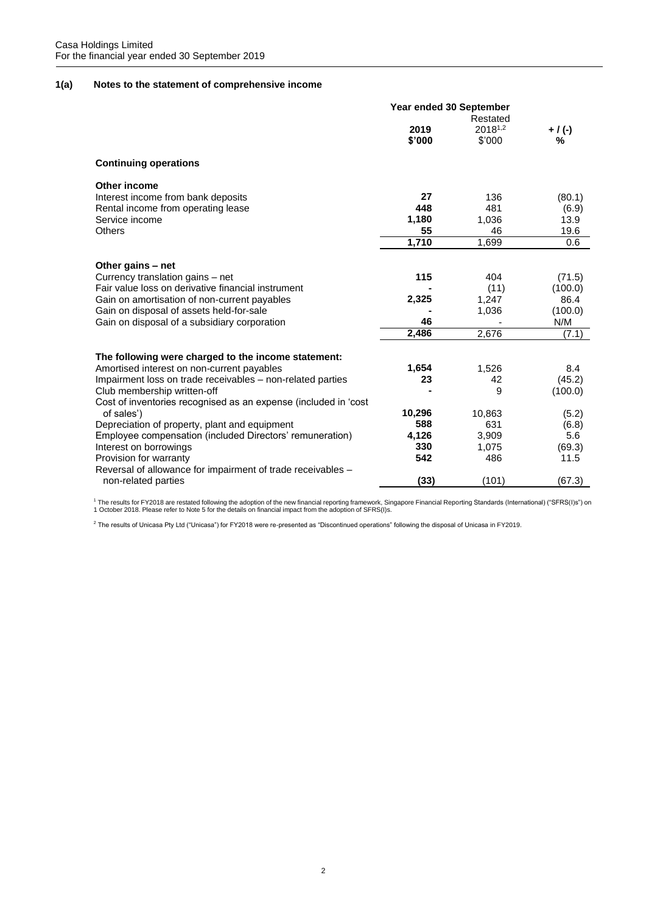Casa Holdings Limited
For the financial year ended 30 September 2019

## 1(a) Notes to the statement of comprehensive income

| | Year ended 30 September | | |
|---|---|---|---|
| | 2019 | Restated 2018[1,2] | + / (-) |
| | **$'000** | $'000 | % |
| **Continuing operations** | | | |
| **Other income** | | | |
| Interest income from bank deposits | **27** | 136 | (80.1) |
| Rental income from operating lease | **448** | 481 | (6.9) |
| Service income | **1,180** | 1,036 | 13.9 |
| Others | **55** | 46 | 19.6 |
| | **1,710** | 1,699 | 0.6 |
| **Other gains – net** | | | |
| Currency translation gains – net | **115** | 404 | (71.5) |
| Fair value loss on derivative financial instrument | **-** | (11) | (100.0) |
| Gain on amortisation of non-current payables | **2,325** | 1,247 | 86.4 |
| Gain on disposal of assets held-for-sale | **-** | 1,036 | (100.0) |
| Gain on disposal of a subsidiary corporation | **46** | - | N/M |
| | **2,486** | 2,676 | (7.1) |
| **The following were charged to the income statement:** | | | |
| Amortised interest on non-current payables | **1,654** | 1,526 | 8.4 |
| Impairment loss on trade receivables – non-related parties | **23** | 42 | (45.2) |
| Club membership written-off | **-** | 9 | (100.0) |
| Cost of inventories recognised as an expense (included in 'cost of sales') | **10,296** | 10,863 | (5.2) |
| Depreciation of property, plant and equipment | **588** | 631 | (6.8) |
| Employee compensation (included Directors' remuneration) | **4,126** | 3,909 | 5.6 |
| Interest on borrowings | **330** | 1,075 | (69.3) |
| Provision for warranty | **542** | 486 | 11.5 |
| Reversal of allowance for impairment of trade receivables – non-related parties | **(33)** | (101) | (67.3) |

[1] The results for FY2018 are restated following the adoption of the new financial reporting framework, Singapore Financial Reporting Standards (International) ("SFRS(I)s") on 1 October 2018. Please refer to Note 5 for the details on financial impact from the adoption of SFRS(I)s.

[2] The results of Unicasa Pty Ltd ("Unicasa") for FY2018 were re-presented as "Discontinued operations" following the disposal of Unicasa in FY2019.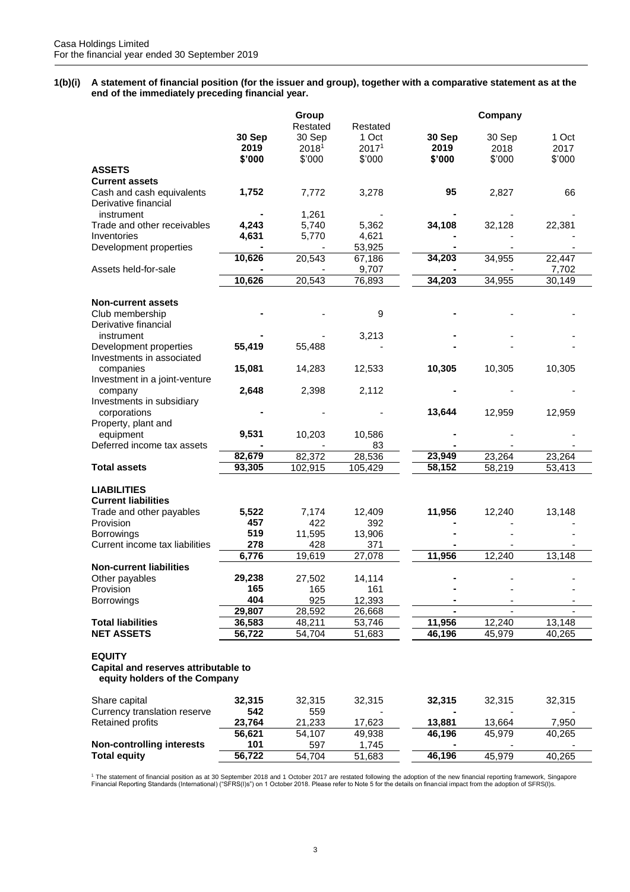Casa Holdings Limited
For the financial year ended 30 September 2019

**1(b)(i) A statement of financial position (for the issuer and group), together with a comparative statement as at the end of the immediately preceding financial year.**

| | Group | | | Company | | |
|---|---|---|---|---|---|---|
| | | Restated | Restated | | | |
| | **30 Sep 2019** | 30 Sep 2018[1] | 1 Oct 2017[1] | **30 Sep 2019** | 30 Sep 2018 | 1 Oct 2017 |
| | **\$'000** | \$'000 | \$'000 | **\$'000** | \$'000 | \$'000 |
| **ASSETS** | | | | | | |
| **Current assets** | | | | | | |
| Cash and cash equivalents | **1,752** | 7,772 | 3,278 | **95** | 2,827 | 66 |
| Derivative financial instrument | **-** | 1,261 | - | **-** | - | - |
| Trade and other receivables | **4,243** | 5,740 | 5,362 | **34,108** | 32,128 | 22,381 |
| Inventories | **4,631** | 5,770 | 4,621 | **-** | - | - |
| Development properties | **-** | - | 53,925 | **-** | - | - |
| | **10,626** | 20,543 | 67,186 | **34,203** | 34,955 | 22,447 |
| Assets held-for-sale | **-** | - | 9,707 | **-** | - | 7,702 |
| | **10,626** | 20,543 | 76,893 | **34,203** | 34,955 | 30,149 |
| **Non-current assets** | | | | | | |
| Club membership | **-** | - | 9 | **-** | - | - |
| Derivative financial instrument | **-** | - | 3,213 | **-** | - | - |
| Development properties | **55,419** | 55,488 | - | **-** | - | - |
| Investments in associated companies | **15,081** | 14,283 | 12,533 | **10,305** | 10,305 | 10,305 |
| Investment in a joint-venture company | **2,648** | 2,398 | 2,112 | **-** | - | - |
| Investments in subsidiary corporations | **-** | - | - | **13,644** | 12,959 | 12,959 |
| Property, plant and equipment | **9,531** | 10,203 | 10,586 | **-** | - | - |
| Deferred income tax assets | **-** | - | 83 | **-** | - | - |
| | **82,679** | 82,372 | 28,536 | **23,949** | 23,264 | 23,264 |
| **Total assets** | **93,305** | 102,915 | 105,429 | **58,152** | 58,219 | 53,413 |
| **LIABILITIES** | | | | | | |
| **Current liabilities** | | | | | | |
| Trade and other payables | **5,522** | 7,174 | 12,409 | **11,956** | 12,240 | 13,148 |
| Provision | **457** | 422 | 392 | **-** | - | - |
| Borrowings | **519** | 11,595 | 13,906 | **-** | - | - |
| Current income tax liabilities | **278** | 428 | 371 | **-** | - | - |
| | **6,776** | 19,619 | 27,078 | **11,956** | 12,240 | 13,148 |
| **Non-current liabilities** | | | | | | |
| Other payables | **29,238** | 27,502 | 14,114 | **-** | - | - |
| Provision | **165** | 165 | 161 | **-** | - | - |
| Borrowings | **404** | 925 | 12,393 | **-** | - | - |
| | **29,807** | 28,592 | 26,668 | **-** | - | - |
| **Total liabilities** | **36,583** | 48,211 | 53,746 | **11,956** | 12,240 | 13,148 |
| **NET ASSETS** | **56,722** | 54,704 | 51,683 | **46,196** | 45,979 | 40,265 |
| **EQUITY** | | | | | | |
| **Capital and reserves attributable to equity holders of the Company** | | | | | | |
| Share capital | **32,315** | 32,315 | 32,315 | **32,315** | 32,315 | 32,315 |
| Currency translation reserve | **542** | 559 | - | **-** | - | - |
| Retained profits | **23,764** | 21,233 | 17,623 | **13,881** | 13,664 | 7,950 |
| | **56,621** | 54,107 | 49,938 | **46,196** | 45,979 | 40,265 |
| **Non-controlling interests** | **101** | 597 | 1,745 | **-** | - | - |
| **Total equity** | **56,722** | 54,704 | 51,683 | **46,196** | 45,979 | 40,265 |

[1] The statement of financial position as at 30 September 2018 and 1 October 2017 are restated following the adoption of the new financial reporting framework, Singapore Financial Reporting Standards (International) ("SFRS(I)s") on 1 October 2018. Please refer to Note 5 for the details on financial impact from the adoption of SFRS(I)s.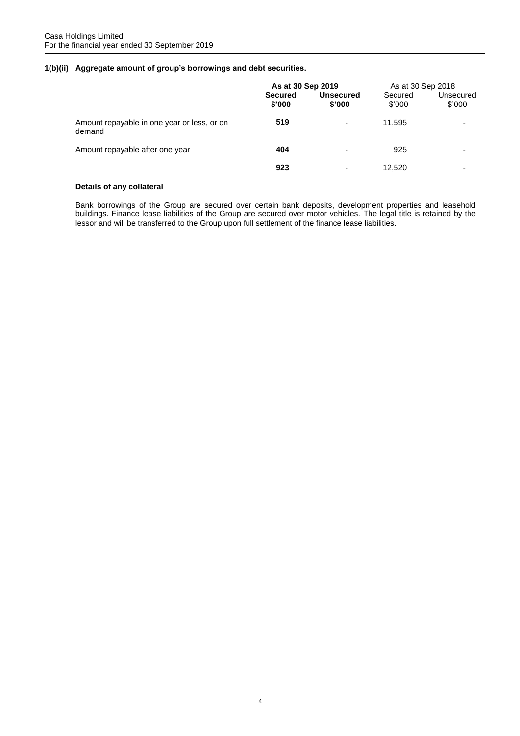### 1(b)(ii) Aggregate amount of group's borrowings and debt securities.

| | **As at 30 Sep 2019** | | As at 30 Sep 2018 | |
|---|---|---|---|---|
| | **Secured \$'000** | **Unsecured \$'000** | Secured \$'000 | Unsecured \$'000 |
| Amount repayable in one year or less, or on demand | **519** | - | 11,595 | - |
| Amount repayable after one year | **404** | - | 925 | - |
| | **923** | - | 12,520 | - |

**Details of any collateral**

Bank borrowings of the Group are secured over certain bank deposits, development properties and leasehold buildings. Finance lease liabilities of the Group are secured over motor vehicles. The legal title is retained by the lessor and will be transferred to the Group upon full settlement of the finance lease liabilities.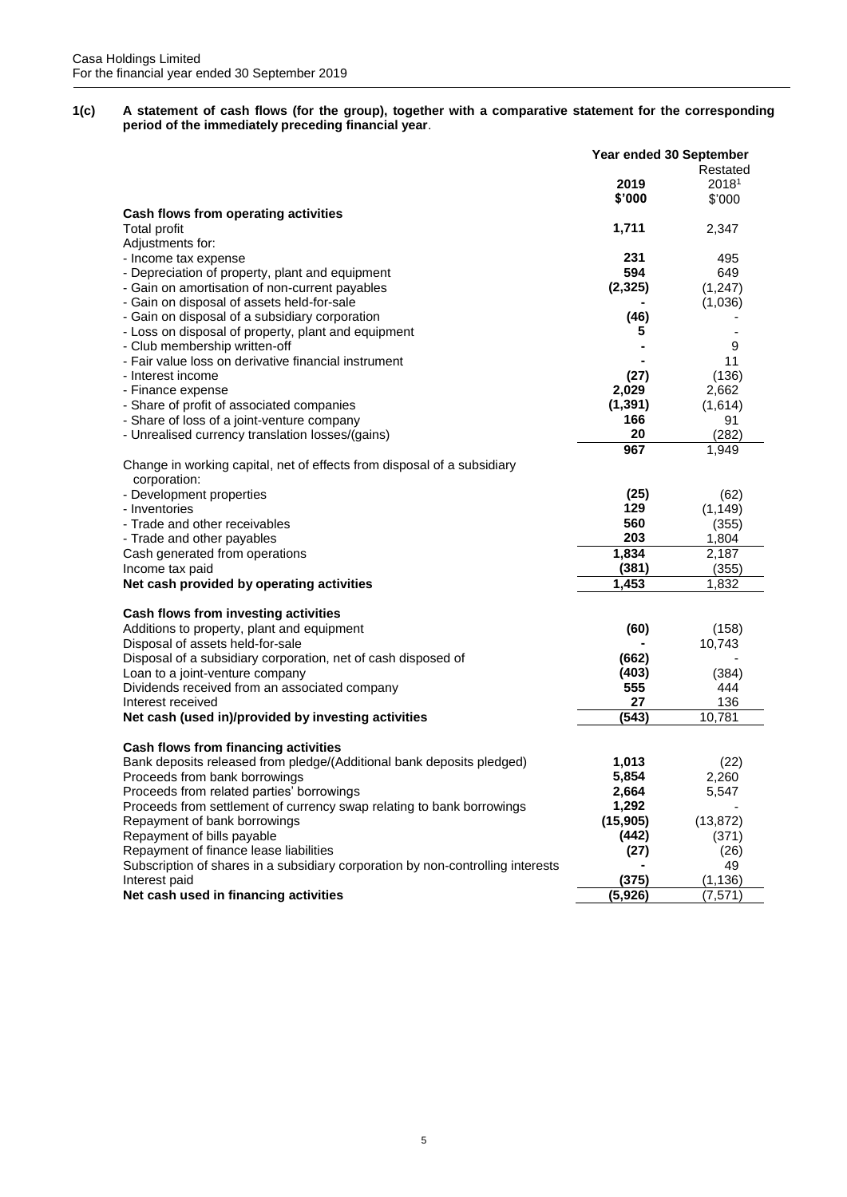**1(c) A statement of cash flows (for the group), together with a comparative statement for the corresponding period of the immediately preceding financial year**.

| | Year ended 30 September | |
|---|---|---|
| | **2019** | Restated 2018[1] |
| | **$'000** | $'000 |
| **Cash flows from operating activities** | | |
| Total profit | **1,711** | 2,347 |
| Adjustments for: | | |
| - Income tax expense | **231** | 495 |
| - Depreciation of property, plant and equipment | **594** | 649 |
| - Gain on amortisation of non-current payables | **(2,325)** | (1,247) |
| - Gain on disposal of assets held-for-sale | **-** | (1,036) |
| - Gain on disposal of a subsidiary corporation | **(46)** | - |
| - Loss on disposal of property, plant and equipment | **5** | - |
| - Club membership written-off | **-** | 9 |
| - Fair value loss on derivative financial instrument | **-** | 11 |
| - Interest income | **(27)** | (136) |
| - Finance expense | **2,029** | 2,662 |
| - Share of profit of associated companies | **(1,391)** | (1,614) |
| - Share of loss of a joint-venture company | **166** | 91 |
| - Unrealised currency translation losses/(gains) | **20** | (282) |
| | **967** | 1,949 |
| Change in working capital, net of effects from disposal of a subsidiary corporation: | | |
| - Development properties | **(25)** | (62) |
| - Inventories | **129** | (1,149) |
| - Trade and other receivables | **560** | (355) |
| - Trade and other payables | **203** | 1,804 |
| Cash generated from operations | **1,834** | 2,187 |
| Income tax paid | **(381)** | (355) |
| **Net cash provided by operating activities** | **1,453** | 1,832 |
| | | |
| **Cash flows from investing activities** | | |
| Additions to property, plant and equipment | **(60)** | (158) |
| Disposal of assets held-for-sale | **-** | 10,743 |
| Disposal of a subsidiary corporation, net of cash disposed of | **(662)** | - |
| Loan to a joint-venture company | **(403)** | (384) |
| Dividends received from an associated company | **555** | 444 |
| Interest received | **27** | 136 |
| **Net cash (used in)/provided by investing activities** | **(543)** | 10,781 |
| | | |
| **Cash flows from financing activities** | | |
| Bank deposits released from pledge/(Additional bank deposits pledged) | **1,013** | (22) |
| Proceeds from bank borrowings | **5,854** | 2,260 |
| Proceeds from related parties' borrowings | **2,664** | 5,547 |
| Proceeds from settlement of currency swap relating to bank borrowings | **1,292** | - |
| Repayment of bank borrowings | **(15,905)** | (13,872) |
| Repayment of bills payable | **(442)** | (371) |
| Repayment of finance lease liabilities | **(27)** | (26) |
| Subscription of shares in a subsidiary corporation by non-controlling interests | **-** | 49 |
| Interest paid | **(375)** | (1,136) |
| **Net cash used in financing activities** | **(5,926)** | (7,571) |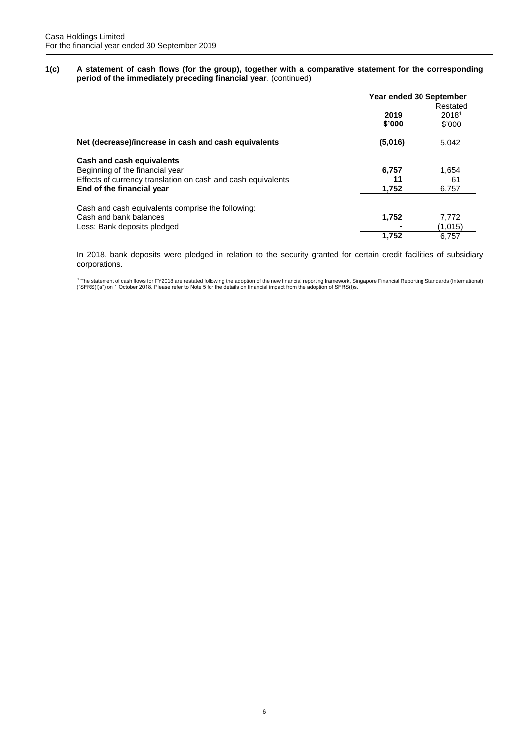**1(c) A statement of cash flows (for the group), together with a comparative statement for the corresponding period of the immediately preceding financial year**. (continued)

| | Year ended 30 September | |
|---|---|---|
| | **2019** | Restated 2018[1] |
| | **$'000** | $'000 |
| **Net (decrease)/increase in cash and cash equivalents** | **(5,016)** | 5,042 |
| **Cash and cash equivalents** | | |
| Beginning of the financial year | **6,757** | 1,654 |
| Effects of currency translation on cash and cash equivalents | **11** | 61 |
| **End of the financial year** | **1,752** | 6,757 |
| Cash and cash equivalents comprise the following: | | |
| Cash and bank balances | **1,752** | 7,772 |
| Less: Bank deposits pledged | **-** | (1,015) |
| | **1,752** | 6,757 |

In 2018, bank deposits were pledged in relation to the security granted for certain credit facilities of subsidiary corporations.

[1] The statement of cash flows for FY2018 are restated following the adoption of the new financial reporting framework, Singapore Financial Reporting Standards (International) ("SFRS(I)s") on 1 October 2018. Please refer to Note 5 for the details on financial impact from the adoption of SFRS(I)s.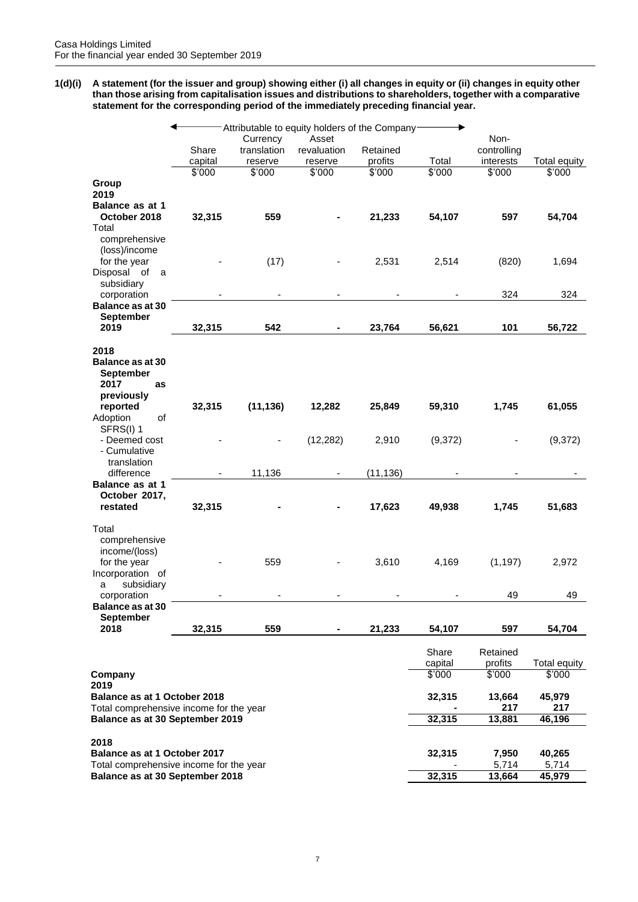**1(d)(i) A statement (for the issuer and group) showing either (i) all changes in equity or (ii) changes in equity other than those arising from capitalisation issues and distributions to shareholders, together with a comparative statement for the corresponding period of the immediately preceding financial year.**

| | Attributable to equity holders of the Company | | | | | | |
|---|---|---|---|---|---|---|---|
| | Share capital | Currency translation reserve | Asset revaluation reserve | Retained profits | Total | Non-controlling interests | Total equity |
| | $'000 | $'000 | $'000 | $'000 | $'000 | $'000 | $'000 |
| **Group** | | | | | | | |
| **2019** | | | | | | | |
| **Balance as at 1 October 2018** | **32,315** | **559** | **-** | **21,233** | **54,107** | **597** | **54,704** |
| Total comprehensive (loss)/income for the year | - | (17) | - | 2,531 | 2,514 | (820) | 1,694 |
| Disposal of a subsidiary corporation | - | - | - | - | - | 324 | 324 |
| **Balance as at 30 September 2019** | **32,315** | **542** | **-** | **23,764** | **56,621** | **101** | **56,722** |
| **2018** | | | | | | | |
| **Balance as at 30 September 2017 as previously reported** | **32,315** | **(11,136)** | **12,282** | **25,849** | **59,310** | **1,745** | **61,055** |
| Adoption of SFRS(I) 1 | | | | | | | |
| - Deemed cost | - | - | (12,282) | 2,910 | (9,372) | - | (9,372) |
| - Cumulative translation difference | - | 11,136 | - | (11,136) | - | - | - |
| **Balance as at 1 October 2017, restated** | **32,315** | **-** | **-** | **17,623** | **49,938** | **1,745** | **51,683** |
| Total comprehensive income/(loss) for the year | - | 559 | - | 3,610 | 4,169 | (1,197) | 2,972 |
| Incorporation of a subsidiary corporation | - | - | - | - | - | 49 | 49 |
| **Balance as at 30 September 2018** | **32,315** | **559** | **-** | **21,233** | **54,107** | **597** | **54,704** |

| | Share capital | Retained profits | Total equity |
|---|---|---|---|
| | $'000 | $'000 | $'000 |
| **Company** | | | |
| **2019** | | | |
| **Balance as at 1 October 2018** | **32,315** | **13,664** | **45,979** |
| Total comprehensive income for the year | **-** | **217** | **217** |
| **Balance as at 30 September 2019** | **32,315** | **13,881** | **46,196** |
| **2018** | | | |
| **Balance as at 1 October 2017** | **32,315** | **7,950** | **40,265** |
| Total comprehensive income for the year | - | 5,714 | 5,714 |
| **Balance as at 30 September 2018** | **32,315** | **13,664** | **45,979** |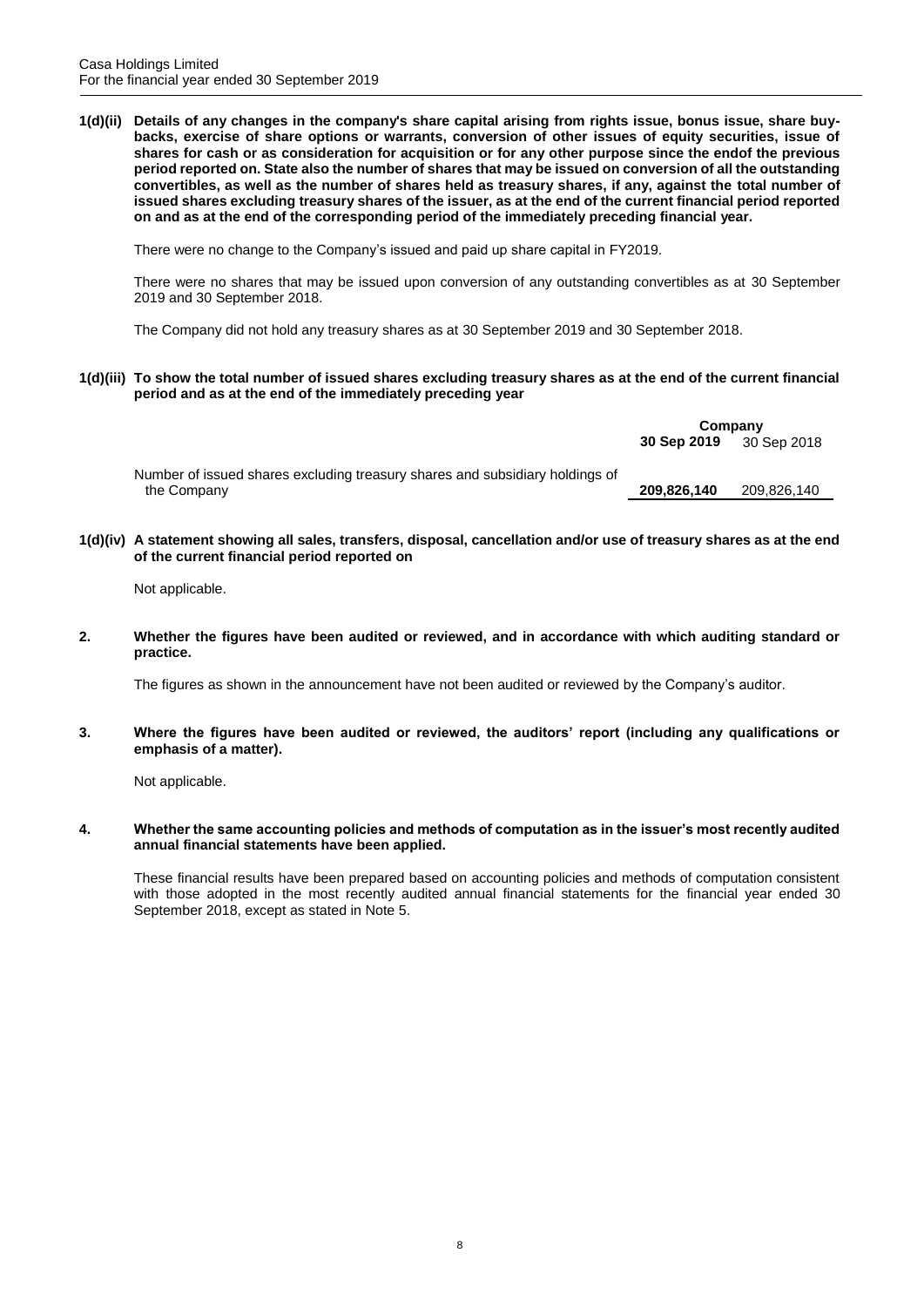**1(d)(ii) Details of any changes in the company's share capital arising from rights issue, bonus issue, share buy-backs, exercise of share options or warrants, conversion of other issues of equity securities, issue of shares for cash or as consideration for acquisition or for any other purpose since the endof the previous period reported on. State also the number of shares that may be issued on conversion of all the outstanding convertibles, as well as the number of shares held as treasury shares, if any, against the total number of issued shares excluding treasury shares of the issuer, as at the end of the current financial period reported on and as at the end of the corresponding period of the immediately preceding financial year.**

There were no change to the Company's issued and paid up share capital in FY2019.

There were no shares that may be issued upon conversion of any outstanding convertibles as at 30 September 2019 and 30 September 2018.

The Company did not hold any treasury shares as at 30 September 2019 and 30 September 2018.

**1(d)(iii) To show the total number of issued shares excluding treasury shares as at the end of the current financial period and as at the end of the immediately preceding year**

| | **Company** | |
|---|---|---|
| | **30 Sep 2019** | 30 Sep 2018 |
| Number of issued shares excluding treasury shares and subsidiary holdings of the Company | **209,826,140** | 209,826,140 |

**1(d)(iv) A statement showing all sales, transfers, disposal, cancellation and/or use of treasury shares as at the end of the current financial period reported on**

Not applicable.

**2. Whether the figures have been audited or reviewed, and in accordance with which auditing standard or practice.**

The figures as shown in the announcement have not been audited or reviewed by the Company's auditor.

**3. Where the figures have been audited or reviewed, the auditors' report (including any qualifications or emphasis of a matter).**

Not applicable.

**4. Whether the same accounting policies and methods of computation as in the issuer's most recently audited annual financial statements have been applied.**

These financial results have been prepared based on accounting policies and methods of computation consistent with those adopted in the most recently audited annual financial statements for the financial year ended 30 September 2018, except as stated in Note 5.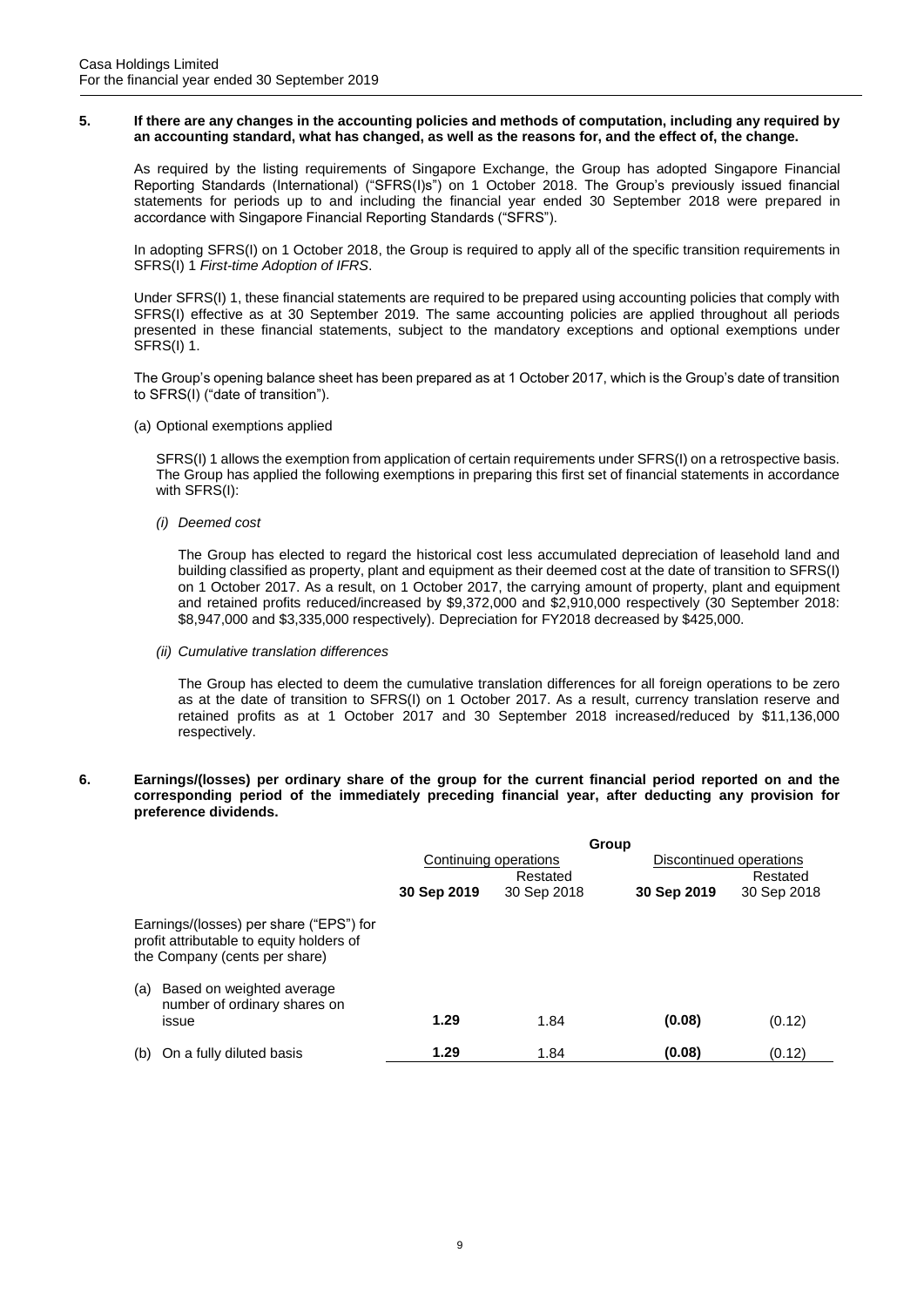**5. If there are any changes in the accounting policies and methods of computation, including any required by an accounting standard, what has changed, as well as the reasons for, and the effect of, the change.**

As required by the listing requirements of Singapore Exchange, the Group has adopted Singapore Financial Reporting Standards (International) ("SFRS(I)s") on 1 October 2018. The Group's previously issued financial statements for periods up to and including the financial year ended 30 September 2018 were prepared in accordance with Singapore Financial Reporting Standards ("SFRS").

In adopting SFRS(I) on 1 October 2018, the Group is required to apply all of the specific transition requirements in SFRS(I) 1 *First-time Adoption of IFRS*.

Under SFRS(I) 1, these financial statements are required to be prepared using accounting policies that comply with SFRS(I) effective as at 30 September 2019. The same accounting policies are applied throughout all periods presented in these financial statements, subject to the mandatory exceptions and optional exemptions under SFRS(I) 1.

The Group's opening balance sheet has been prepared as at 1 October 2017, which is the Group's date of transition to SFRS(I) ("date of transition").

(a) Optional exemptions applied

SFRS(I) 1 allows the exemption from application of certain requirements under SFRS(I) on a retrospective basis. The Group has applied the following exemptions in preparing this first set of financial statements in accordance with SFRS(I):

*(i) Deemed cost*

The Group has elected to regard the historical cost less accumulated depreciation of leasehold land and building classified as property, plant and equipment as their deemed cost at the date of transition to SFRS(I) on 1 October 2017. As a result, on 1 October 2017, the carrying amount of property, plant and equipment and retained profits reduced/increased by $9,372,000 and $2,910,000 respectively (30 September 2018: $8,947,000 and $3,335,000 respectively). Depreciation for FY2018 decreased by $425,000.

*(ii) Cumulative translation differences*

The Group has elected to deem the cumulative translation differences for all foreign operations to be zero as at the date of transition to SFRS(I) on 1 October 2017. As a result, currency translation reserve and retained profits as at 1 October 2017 and 30 September 2018 increased/reduced by $11,136,000 respectively.

**6. Earnings/(losses) per ordinary share of the group for the current financial period reported on and the corresponding period of the immediately preceding financial year, after deducting any provision for preference dividends.**

| | Group | | | |
|---|---|---|---|---|
| | Continuing operations | | Discontinued operations | |
| | **30 Sep 2019** | Restated 30 Sep 2018 | **30 Sep 2019** | Restated 30 Sep 2018 |
| Earnings/(losses) per share ("EPS") for profit attributable to equity holders of the Company (cents per share) | | | | |
| (a) Based on weighted average number of ordinary shares on issue | **1.29** | 1.84 | **(0.08)** | (0.12) |
| (b) On a fully diluted basis | **1.29** | 1.84 | **(0.08)** | (0.12) |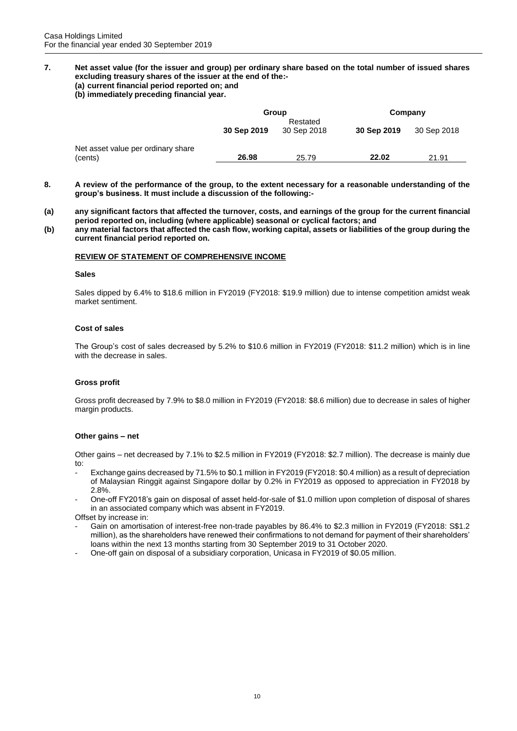**7. Net asset value (for the issuer and group) per ordinary share based on the total number of issued shares excluding treasury shares of the issuer at the end of the:-**
**(a) current financial period reported on; and**
**(b) immediately preceding financial year.**

| | Group | | Company | |
|---|---|---|---|---|
| | **30 Sep 2019** | Restated 30 Sep 2018 | **30 Sep 2019** | 30 Sep 2018 |
| Net asset value per ordinary share (cents) | **26.98** | 25.79 | **22.02** | 21.91 |

**8. A review of the performance of the group, to the extent necessary for a reasonable understanding of the group's business. It must include a discussion of the following:-**

**(a) any significant factors that affected the turnover, costs, and earnings of the group for the current financial period reported on, including (where applicable) seasonal or cyclical factors; and**

**(b) any material factors that affected the cash flow, working capital, assets or liabilities of the group during the current financial period reported on.**

**REVIEW OF STATEMENT OF COMPREHENSIVE INCOME**

**Sales**

Sales dipped by 6.4% to $18.6 million in FY2019 (FY2018: $19.9 million) due to intense competition amidst weak market sentiment.

**Cost of sales**

The Group's cost of sales decreased by 5.2% to $10.6 million in FY2019 (FY2018: $11.2 million) which is in line with the decrease in sales.

**Gross profit**

Gross profit decreased by 7.9% to $8.0 million in FY2019 (FY2018: $8.6 million) due to decrease in sales of higher margin products.

**Other gains – net**

Other gains – net decreased by 7.1% to $2.5 million in FY2019 (FY2018: $2.7 million). The decrease is mainly due to:

- Exchange gains decreased by 71.5% to $0.1 million in FY2019 (FY2018: $0.4 million) as a result of depreciation of Malaysian Ringgit against Singapore dollar by 0.2% in FY2019 as opposed to appreciation in FY2018 by 2.8%.
- One-off FY2018's gain on disposal of asset held-for-sale of $1.0 million upon completion of disposal of shares in an associated company which was absent in FY2019.

Offset by increase in:

- Gain on amortisation of interest-free non-trade payables by 86.4% to $2.3 million in FY2019 (FY2018: S$1.2 million), as the shareholders have renewed their confirmations to not demand for payment of their shareholders' loans within the next 13 months starting from 30 September 2019 to 31 October 2020.
- One-off gain on disposal of a subsidiary corporation, Unicasa in FY2019 of $0.05 million.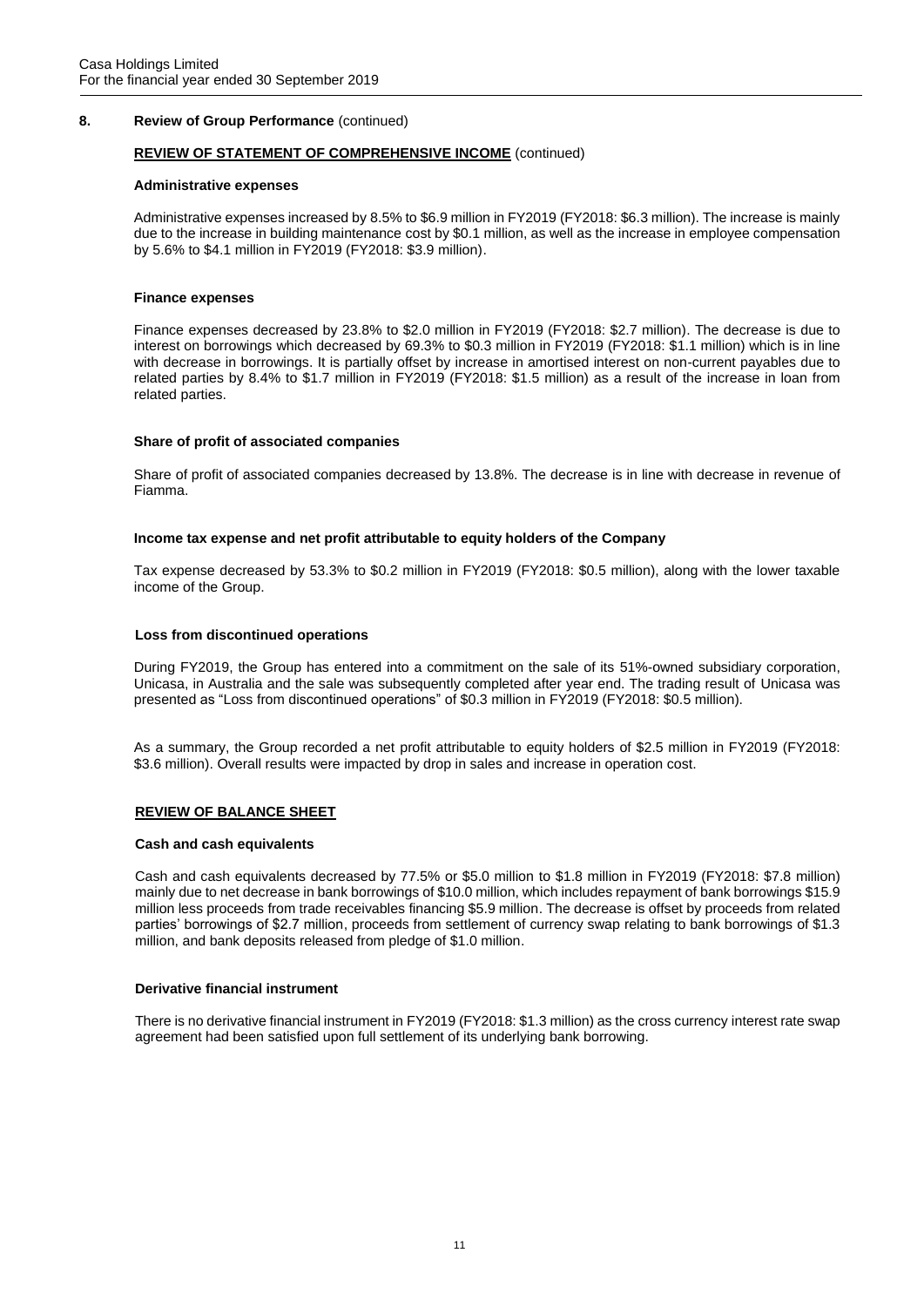## 8. Review of Group Performance (continued)

### REVIEW OF STATEMENT OF COMPREHENSIVE INCOME (continued)

**Administrative expenses**

Administrative expenses increased by 8.5% to $6.9 million in FY2019 (FY2018: $6.3 million). The increase is mainly due to the increase in building maintenance cost by $0.1 million, as well as the increase in employee compensation by 5.6% to $4.1 million in FY2019 (FY2018: $3.9 million).

**Finance expenses**

Finance expenses decreased by 23.8% to $2.0 million in FY2019 (FY2018: $2.7 million). The decrease is due to interest on borrowings which decreased by 69.3% to $0.3 million in FY2019 (FY2018: $1.1 million) which is in line with decrease in borrowings. It is partially offset by increase in amortised interest on non-current payables due to related parties by 8.4% to $1.7 million in FY2019 (FY2018: $1.5 million) as a result of the increase in loan from related parties.

**Share of profit of associated companies**

Share of profit of associated companies decreased by 13.8%. The decrease is in line with decrease in revenue of Fiamma.

**Income tax expense and net profit attributable to equity holders of the Company**

Tax expense decreased by 53.3% to $0.2 million in FY2019 (FY2018: $0.5 million), along with the lower taxable income of the Group.

**Loss from discontinued operations**

During FY2019, the Group has entered into a commitment on the sale of its 51%-owned subsidiary corporation, Unicasa, in Australia and the sale was subsequently completed after year end. The trading result of Unicasa was presented as "Loss from discontinued operations" of $0.3 million in FY2019 (FY2018: $0.5 million).

As a summary, the Group recorded a net profit attributable to equity holders of $2.5 million in FY2019 (FY2018: $3.6 million). Overall results were impacted by drop in sales and increase in operation cost.

### REVIEW OF BALANCE SHEET

**Cash and cash equivalents**

Cash and cash equivalents decreased by 77.5% or $5.0 million to $1.8 million in FY2019 (FY2018: $7.8 million) mainly due to net decrease in bank borrowings of $10.0 million, which includes repayment of bank borrowings $15.9 million less proceeds from trade receivables financing $5.9 million. The decrease is offset by proceeds from related parties' borrowings of $2.7 million, proceeds from settlement of currency swap relating to bank borrowings of $1.3 million, and bank deposits released from pledge of $1.0 million.

**Derivative financial instrument**

There is no derivative financial instrument in FY2019 (FY2018: $1.3 million) as the cross currency interest rate swap agreement had been satisfied upon full settlement of its underlying bank borrowing.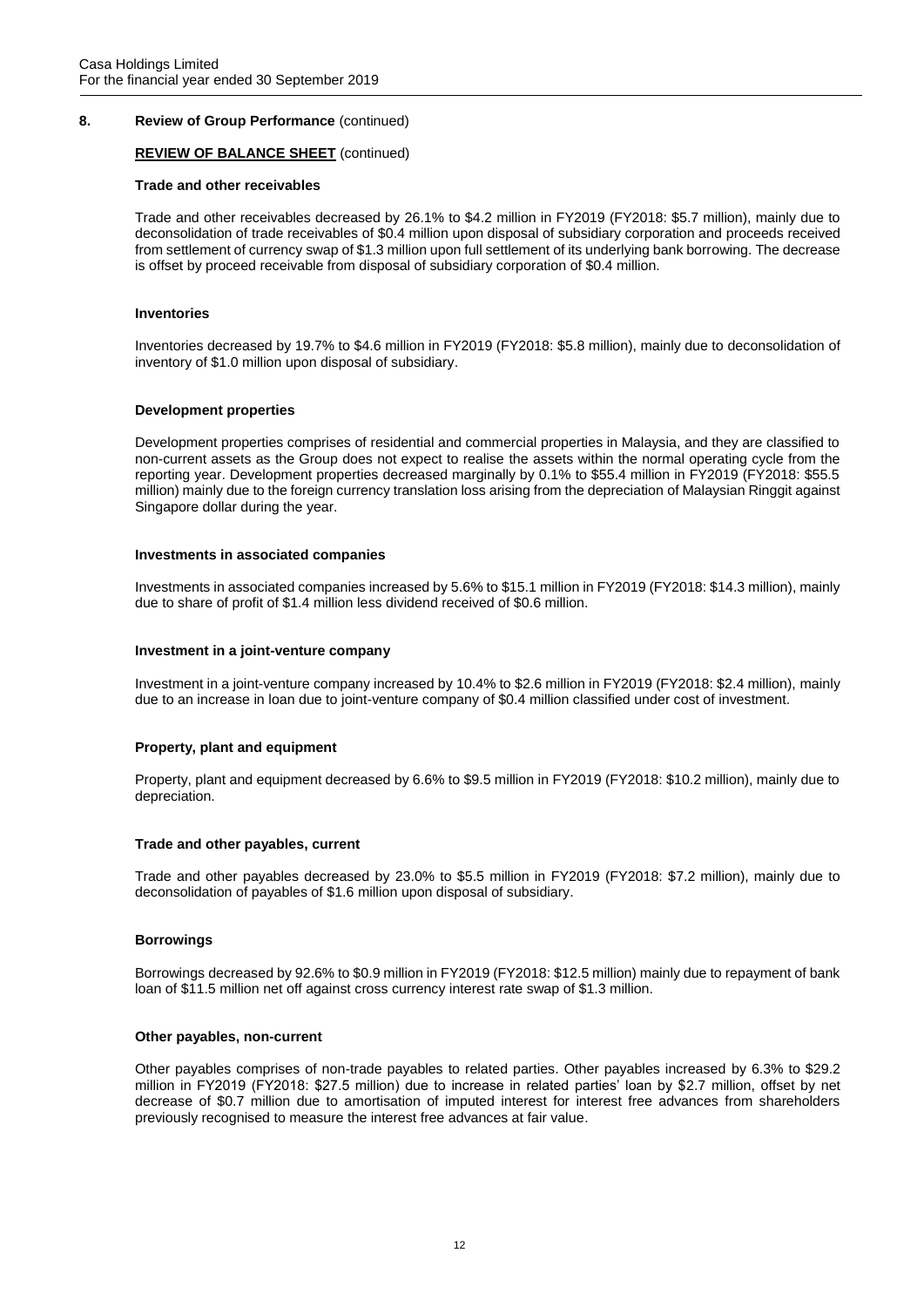## 8. Review of Group Performance (continued)

**REVIEW OF BALANCE SHEET** (continued)

**Trade and other receivables**

Trade and other receivables decreased by 26.1% to $4.2 million in FY2019 (FY2018: $5.7 million), mainly due to deconsolidation of trade receivables of $0.4 million upon disposal of subsidiary corporation and proceeds received from settlement of currency swap of $1.3 million upon full settlement of its underlying bank borrowing. The decrease is offset by proceed receivable from disposal of subsidiary corporation of $0.4 million.

**Inventories**

Inventories decreased by 19.7% to $4.6 million in FY2019 (FY2018: $5.8 million), mainly due to deconsolidation of inventory of $1.0 million upon disposal of subsidiary.

**Development properties**

Development properties comprises of residential and commercial properties in Malaysia, and they are classified to non-current assets as the Group does not expect to realise the assets within the normal operating cycle from the reporting year. Development properties decreased marginally by 0.1% to $55.4 million in FY2019 (FY2018: $55.5 million) mainly due to the foreign currency translation loss arising from the depreciation of Malaysian Ringgit against Singapore dollar during the year.

**Investments in associated companies**

Investments in associated companies increased by 5.6% to $15.1 million in FY2019 (FY2018: $14.3 million), mainly due to share of profit of $1.4 million less dividend received of $0.6 million.

**Investment in a joint-venture company**

Investment in a joint-venture company increased by 10.4% to $2.6 million in FY2019 (FY2018: $2.4 million), mainly due to an increase in loan due to joint-venture company of $0.4 million classified under cost of investment.

**Property, plant and equipment**

Property, plant and equipment decreased by 6.6% to $9.5 million in FY2019 (FY2018: $10.2 million), mainly due to depreciation.

**Trade and other payables, current**

Trade and other payables decreased by 23.0% to $5.5 million in FY2019 (FY2018: $7.2 million), mainly due to deconsolidation of payables of $1.6 million upon disposal of subsidiary.

**Borrowings**

Borrowings decreased by 92.6% to $0.9 million in FY2019 (FY2018: $12.5 million) mainly due to repayment of bank loan of $11.5 million net off against cross currency interest rate swap of $1.3 million.

**Other payables, non-current**

Other payables comprises of non-trade payables to related parties. Other payables increased by 6.3% to $29.2 million in FY2019 (FY2018: $27.5 million) due to increase in related parties' loan by $2.7 million, offset by net decrease of $0.7 million due to amortisation of imputed interest for interest free advances from shareholders previously recognised to measure the interest free advances at fair value.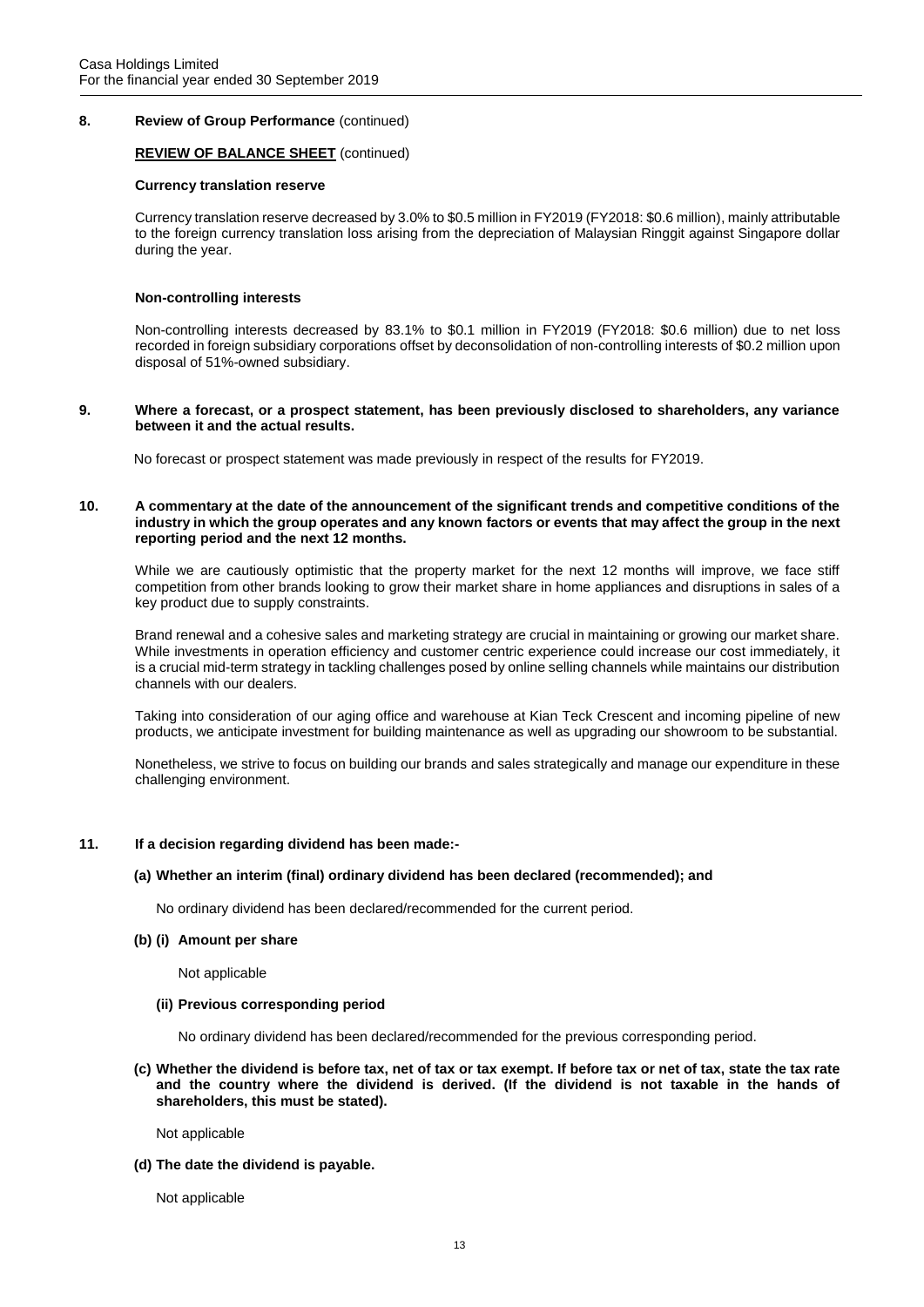## 8. Review of Group Performance (continued)

**REVIEW OF BALANCE SHEET** (continued)

**Currency translation reserve**

Currency translation reserve decreased by 3.0% to $0.5 million in FY2019 (FY2018: $0.6 million), mainly attributable to the foreign currency translation loss arising from the depreciation of Malaysian Ringgit against Singapore dollar during the year.

**Non-controlling interests**

Non-controlling interests decreased by 83.1% to $0.1 million in FY2019 (FY2018: $0.6 million) due to net loss recorded in foreign subsidiary corporations offset by deconsolidation of non-controlling interests of $0.2 million upon disposal of 51%-owned subsidiary.

## 9. Where a forecast, or a prospect statement, has been previously disclosed to shareholders, any variance between it and the actual results.

No forecast or prospect statement was made previously in respect of the results for FY2019.

## 10. A commentary at the date of the announcement of the significant trends and competitive conditions of the industry in which the group operates and any known factors or events that may affect the group in the next reporting period and the next 12 months.

While we are cautiously optimistic that the property market for the next 12 months will improve, we face stiff competition from other brands looking to grow their market share in home appliances and disruptions in sales of a key product due to supply constraints.

Brand renewal and a cohesive sales and marketing strategy are crucial in maintaining or growing our market share. While investments in operation efficiency and customer centric experience could increase our cost immediately, it is a crucial mid-term strategy in tackling challenges posed by online selling channels while maintains our distribution channels with our dealers.

Taking into consideration of our aging office and warehouse at Kian Teck Crescent and incoming pipeline of new products, we anticipate investment for building maintenance as well as upgrading our showroom to be substantial.

Nonetheless, we strive to focus on building our brands and sales strategically and manage our expenditure in these challenging environment.

## 11. If a decision regarding dividend has been made:-

**(a) Whether an interim (final) ordinary dividend has been declared (recommended); and**

No ordinary dividend has been declared/recommended for the current period.

**(b) (i) Amount per share**

Not applicable

**(ii) Previous corresponding period**

No ordinary dividend has been declared/recommended for the previous corresponding period.

**(c) Whether the dividend is before tax, net of tax or tax exempt. If before tax or net of tax, state the tax rate and the country where the dividend is derived. (If the dividend is not taxable in the hands of shareholders, this must be stated).**

Not applicable

**(d) The date the dividend is payable.**

Not applicable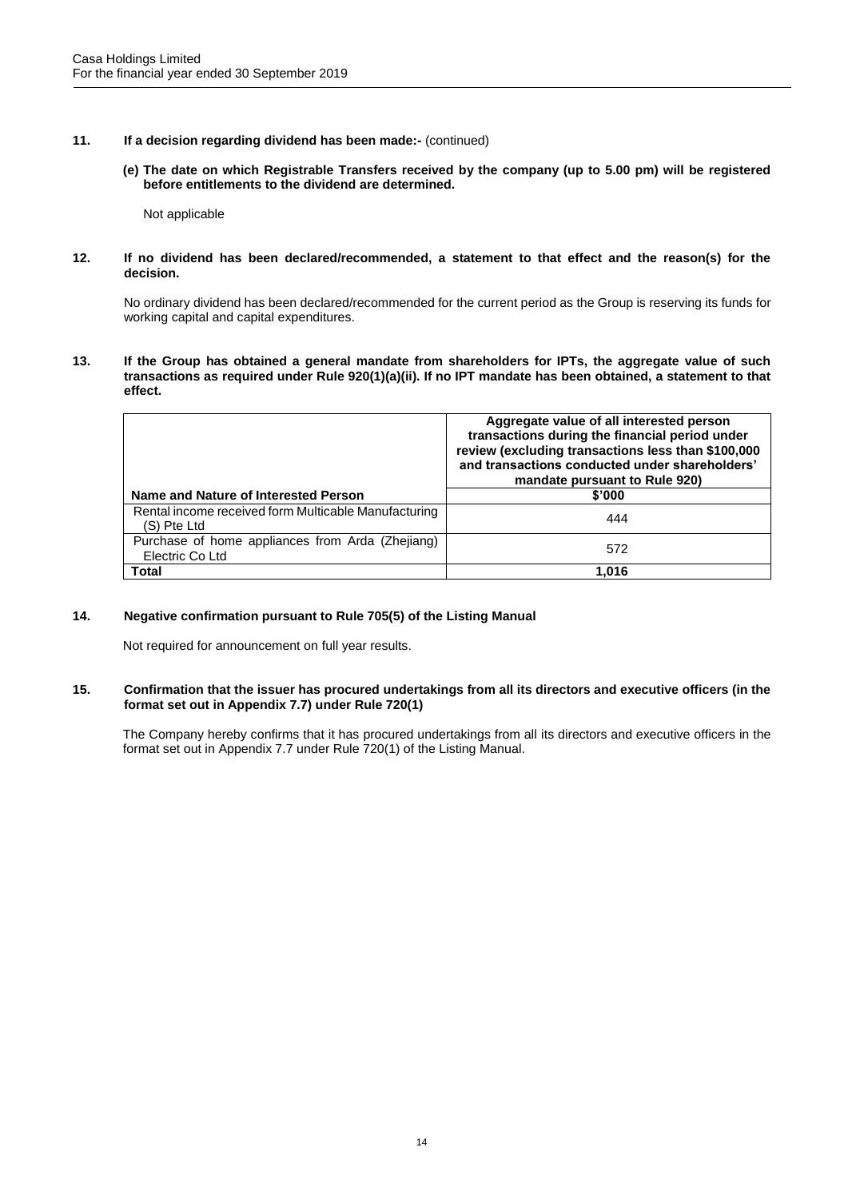**11. If a decision regarding dividend has been made:-** (continued)

**(e) The date on which Registrable Transfers received by the company (up to 5.00 pm) will be registered before entitlements to the dividend are determined.**

Not applicable

**12. If no dividend has been declared/recommended, a statement to that effect and the reason(s) for the decision.**

No ordinary dividend has been declared/recommended for the current period as the Group is reserving its funds for working capital and capital expenditures.

**13. If the Group has obtained a general mandate from shareholders for IPTs, the aggregate value of such transactions as required under Rule 920(1)(a)(ii). If no IPT mandate has been obtained, a statement to that effect.**

| Name and Nature of Interested Person | Aggregate value of all interested person transactions during the financial period under review (excluding transactions less than $100,000 and transactions conducted under shareholders' mandate pursuant to Rule 920)<br>$'000 |
|---|---|
| Rental income received form Multicable Manufacturing (S) Pte Ltd | 444 |
| Purchase of home appliances from Arda (Zhejiang) Electric Co Ltd | 572 |
| **Total** | **1,016** |

**14. Negative confirmation pursuant to Rule 705(5) of the Listing Manual**

Not required for announcement on full year results.

**15. Confirmation that the issuer has procured undertakings from all its directors and executive officers (in the format set out in Appendix 7.7) under Rule 720(1)**

The Company hereby confirms that it has procured undertakings from all its directors and executive officers in the format set out in Appendix 7.7 under Rule 720(1) of the Listing Manual.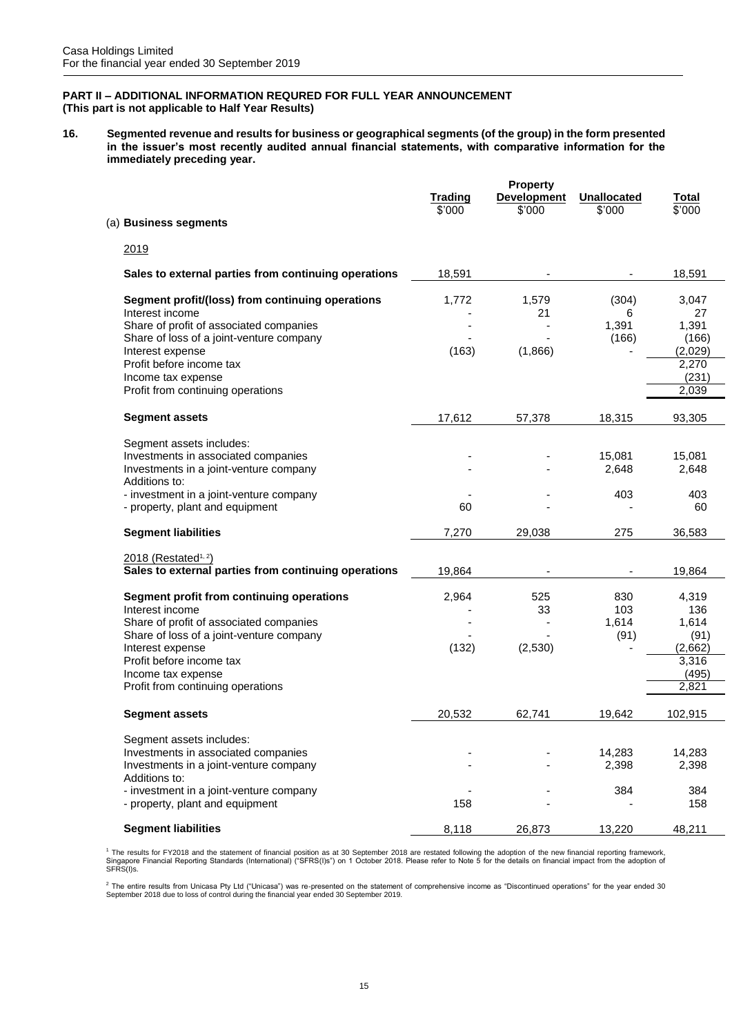## PART II – ADDITIONAL INFORMATION REQURED FOR FULL YEAR ANNOUNCEMENT
**(This part is not applicable to Half Year Results)**

**16. Segmented revenue and results for business or geographical segments (of the group) in the form presented in the issuer's most recently audited annual financial statements, with comparative information for the immediately preceding year.**

| (a) **Business segments** | **Trading** $'000 | **Property Development** $'000 | **Unallocated** $'000 | **Total** $'000 |
|---|---|---|---|---|
| 2019 | | | | |
| **Sales to external parties from continuing operations** | 18,591 | - | - | 18,591 |
| **Segment profit/(loss) from continuing operations** | 1,772 | 1,579 | (304) | 3,047 |
| Interest income | - | 21 | 6 | 27 |
| Share of profit of associated companies | - | - | 1,391 | 1,391 |
| Share of loss of a joint-venture company | - | - | (166) | (166) |
| Interest expense | (163) | (1,866) | - | (2,029) |
| Profit before income tax | | | | 2,270 |
| Income tax expense | | | | (231) |
| Profit from continuing operations | | | | 2,039 |
| **Segment assets** | 17,612 | 57,378 | 18,315 | 93,305 |
| Segment assets includes: | | | | |
| Investments in associated companies | - | - | 15,081 | 15,081 |
| Investments in a joint-venture company | - | - | 2,648 | 2,648 |
| Additions to: | | | | |
| - investment in a joint-venture company | - | - | 403 | 403 |
| - property, plant and equipment | 60 | - | - | 60 |
| **Segment liabilities** | 7,270 | 29,038 | 275 | 36,583 |
| 2018 (Restated[1, 2]) | | | | |
| **Sales to external parties from continuing operations** | 19,864 | - | - | 19,864 |
| **Segment profit from continuing operations** | 2,964 | 525 | 830 | 4,319 |
| Interest income | - | 33 | 103 | 136 |
| Share of profit of associated companies | - | - | 1,614 | 1,614 |
| Share of loss of a joint-venture company | - | - | (91) | (91) |
| Interest expense | (132) | (2,530) | - | (2,662) |
| Profit before income tax | | | | 3,316 |
| Income tax expense | | | | (495) |
| Profit from continuing operations | | | | 2,821 |
| **Segment assets** | 20,532 | 62,741 | 19,642 | 102,915 |
| Segment assets includes: | | | | |
| Investments in associated companies | - | - | 14,283 | 14,283 |
| Investments in a joint-venture company | - | - | 2,398 | 2,398 |
| Additions to: | | | | |
| - investment in a joint-venture company | - | - | 384 | 384 |
| - property, plant and equipment | 158 | - | - | 158 |
| **Segment liabilities** | 8,118 | 26,873 | 13,220 | 48,211 |

[1] The results for FY2018 and the statement of financial position as at 30 September 2018 are restated following the adoption of the new financial reporting framework, Singapore Financial Reporting Standards (International) ("SFRS(I)s") on 1 October 2018. Please refer to Note 5 for the details on financial impact from the adoption of SFRS(I)s.

[2] The entire results from Unicasa Pty Ltd ("Unicasa") was re-presented on the statement of comprehensive income as "Discontinued operations" for the year ended 30 September 2018 due to loss of control during the financial year ended 30 September 2019.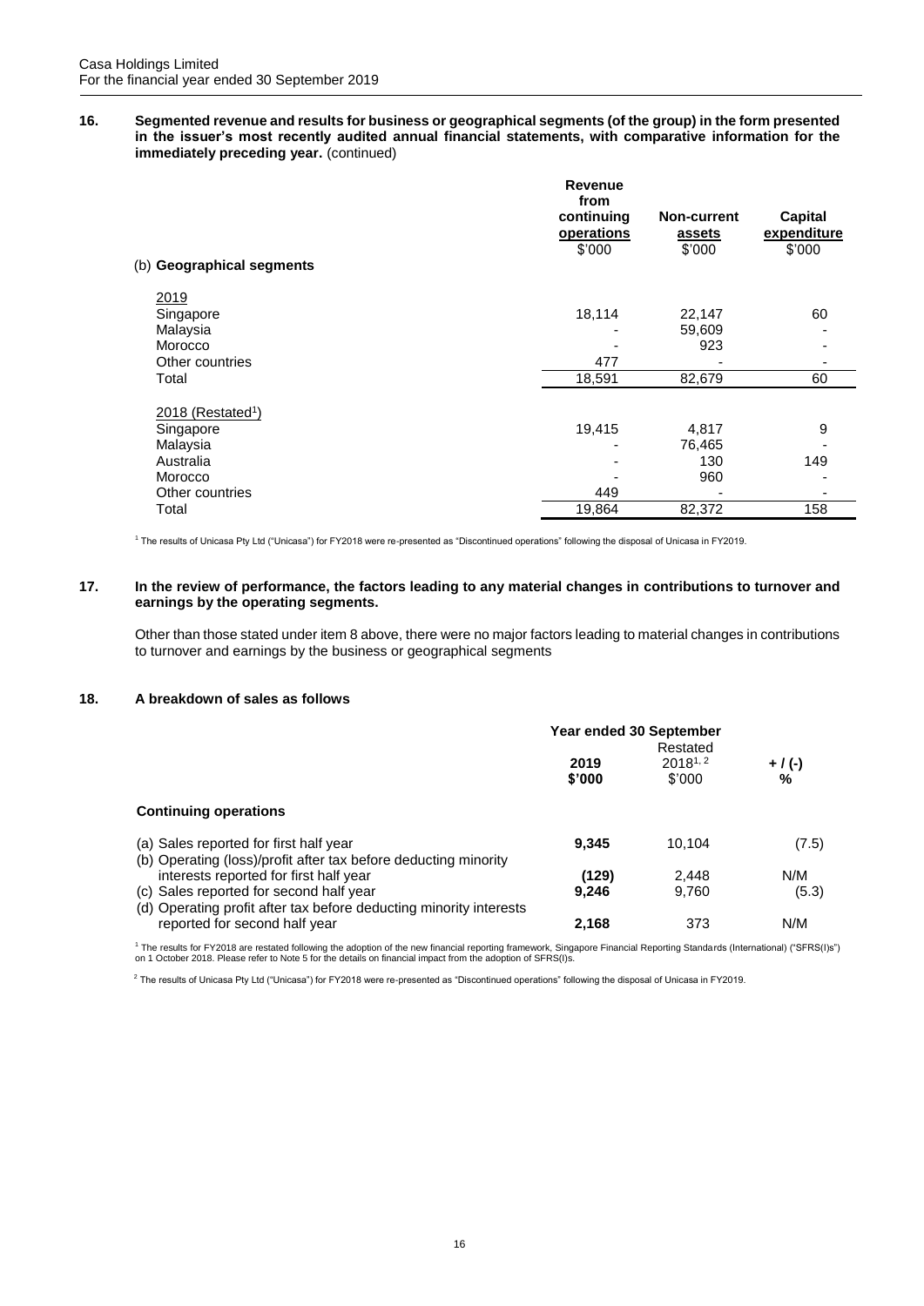Casa Holdings Limited
For the financial year ended 30 September 2019

**16. Segmented revenue and results for business or geographical segments (of the group) in the form presented in the issuer's most recently audited annual financial statements, with comparative information for the immediately preceding year.** (continued)

| (b) **Geographical segments** | **Revenue from continuing operations** $'000 | **Non-current assets** $'000 | **Capital expenditure** $'000 |
|---|---|---|---|
| 2019 | | | |
| Singapore | 18,114 | 22,147 | 60 |
| Malaysia | - | 59,609 | - |
| Morocco | - | 923 | - |
| Other countries | 477 | - | - |
| Total | 18,591 | 82,679 | 60 |
| 2018 (Restated[1]) | | | |
| Singapore | 19,415 | 4,817 | 9 |
| Malaysia | - | 76,465 | - |
| Australia | - | 130 | 149 |
| Morocco | - | 960 | - |
| Other countries | 449 | - | - |
| Total | 19,864 | 82,372 | 158 |

[1] The results of Unicasa Pty Ltd ("Unicasa") for FY2018 were re-presented as "Discontinued operations" following the disposal of Unicasa in FY2019.

**17. In the review of performance, the factors leading to any material changes in contributions to turnover and earnings by the operating segments.**

Other than those stated under item 8 above, there were no major factors leading to material changes in contributions to turnover and earnings by the business or geographical segments

**18. A breakdown of sales as follows**

| | Year ended 30 September | | |
|---|---|---|---|
| | **2019** **$'000** | Restated 2018[1, 2] $'000 | **+ / (-) %** |
| **Continuing operations** | | | |
| (a) Sales reported for first half year | **9,345** | 10,104 | (7.5) |
| (b) Operating (loss)/profit after tax before deducting minority interests reported for first half year | **(129)** | 2,448 | N/M |
| (c) Sales reported for second half year | **9,246** | 9,760 | (5.3) |
| (d) Operating profit after tax before deducting minority interests reported for second half year | **2,168** | 373 | N/M |

[1] The results for FY2018 are restated following the adoption of the new financial reporting framework, Singapore Financial Reporting Standards (International) ("SFRS(I)s") on 1 October 2018. Please refer to Note 5 for the details on financial impact from the adoption of SFRS(I)s.

[2] The results of Unicasa Pty Ltd ("Unicasa") for FY2018 were re-presented as "Discontinued operations" following the disposal of Unicasa in FY2019.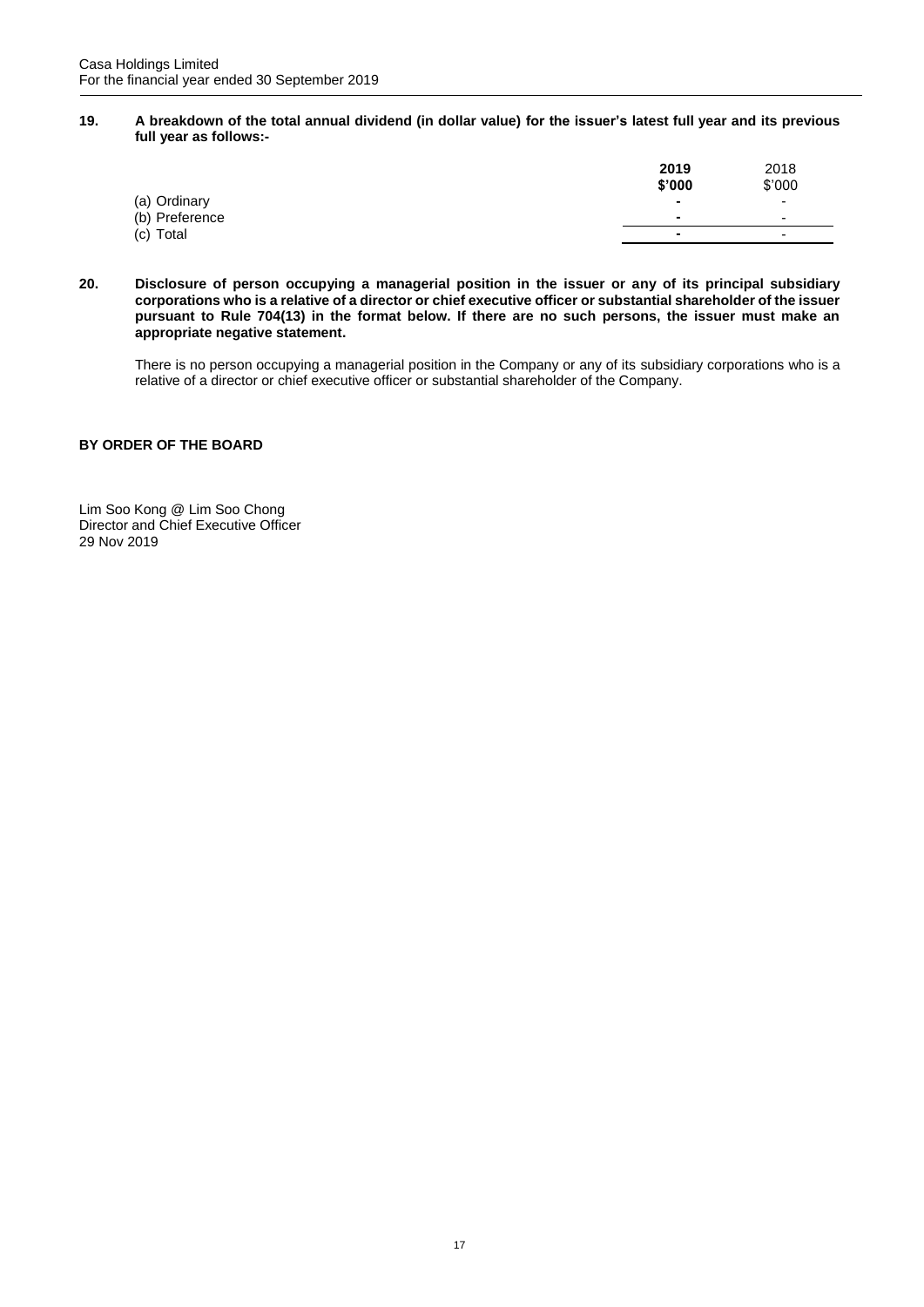**19. A breakdown of the total annual dividend (in dollar value) for the issuer's latest full year and its previous full year as follows:-**

| | **2019** | 2018 |
|---|---|---|
| | **$'000** | $'000 |
| (a) Ordinary | **-** | - |
| (b) Preference | **-** | - |
| (c) Total | **-** | - |

**20. Disclosure of person occupying a managerial position in the issuer or any of its principal subsidiary corporations who is a relative of a director or chief executive officer or substantial shareholder of the issuer pursuant to Rule 704(13) in the format below. If there are no such persons, the issuer must make an appropriate negative statement.**

There is no person occupying a managerial position in the Company or any of its subsidiary corporations who is a relative of a director or chief executive officer or substantial shareholder of the Company.

**BY ORDER OF THE BOARD**

Lim Soo Kong @ Lim Soo Chong
Director and Chief Executive Officer
29 Nov 2019